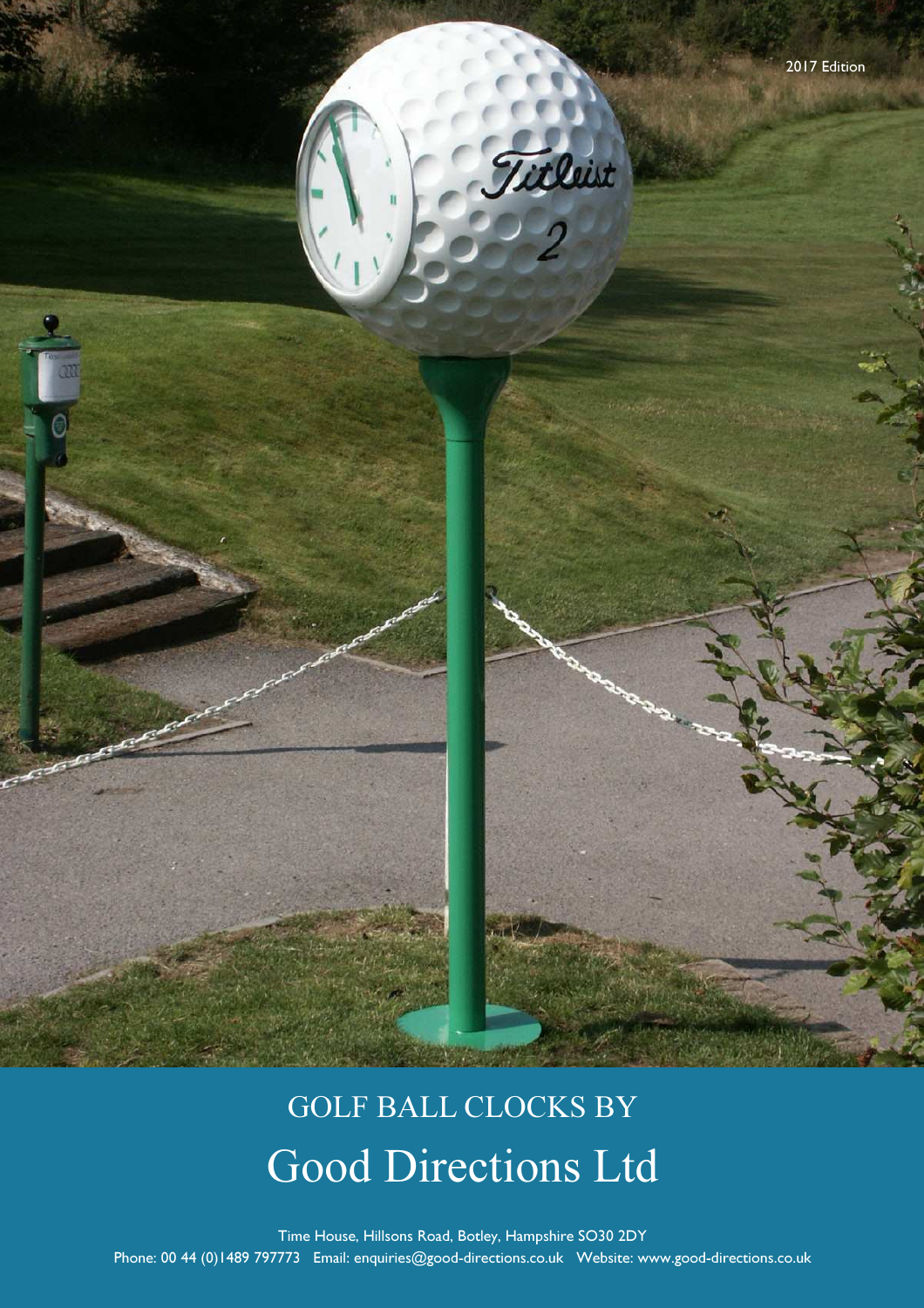2017 Edition

# GOLF BALL CLOCKS BY

# Good Directions Ltd

Time House, Hillsons Road, Botley, Hampshire SO30 2DY
Phone: 00 44 (0)1489 797773 Email: enquiries@good-directions.co.uk Website: www.good-directions.co.uk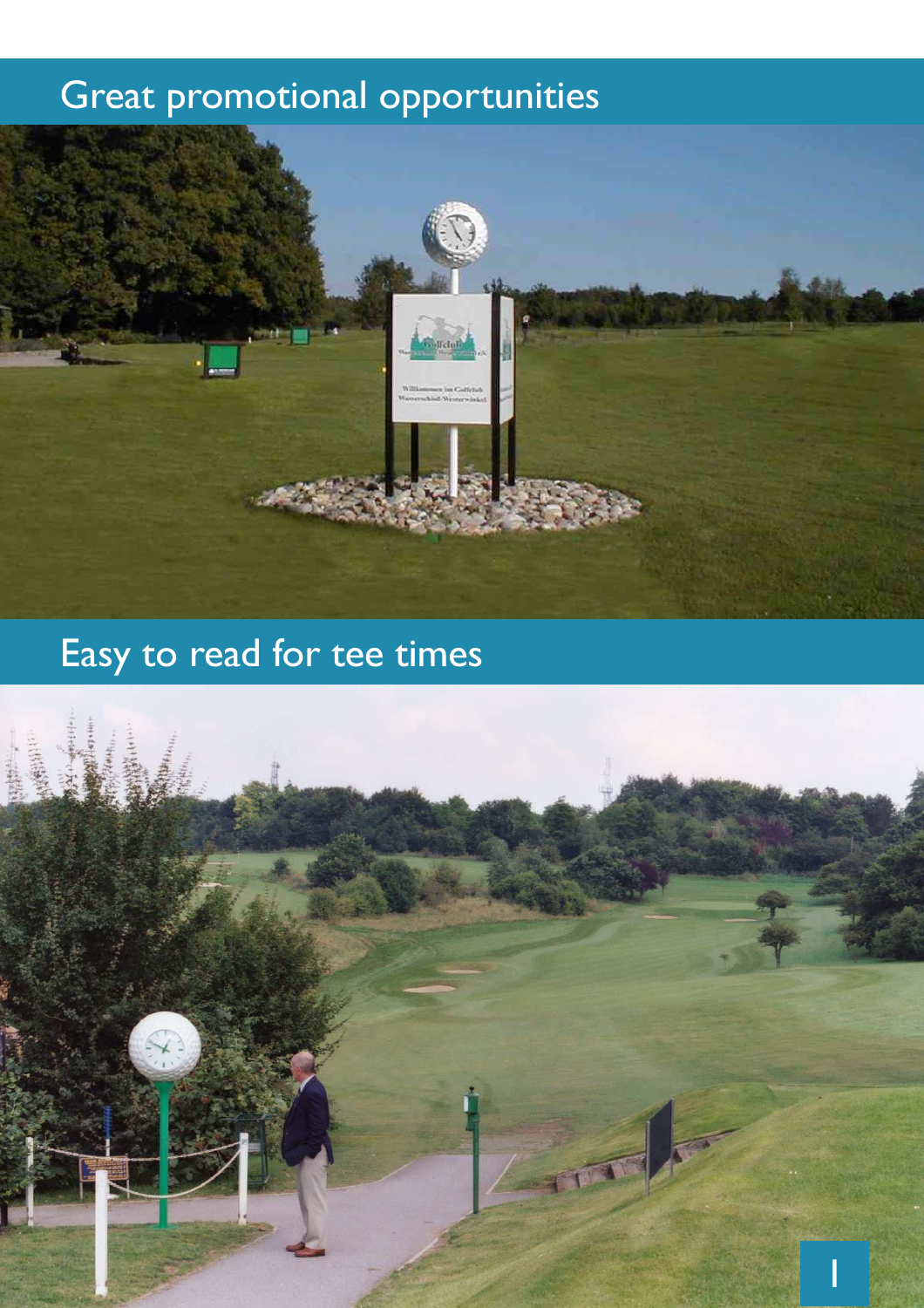## Great promotional opportunities

## Easy to read for tee times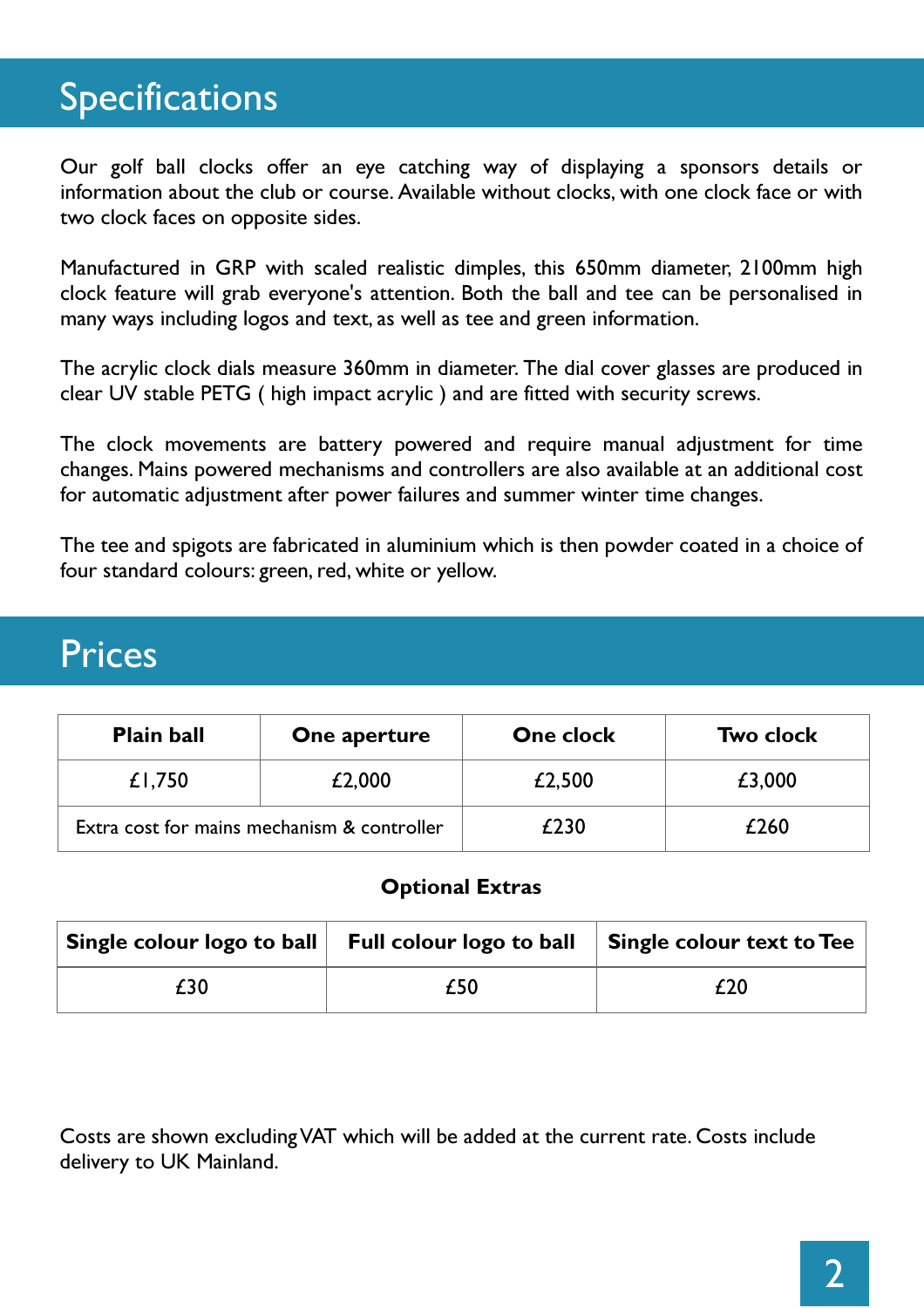# Specifications

Our golf ball clocks offer an eye catching way of displaying a sponsors details or information about the club or course. Available without clocks, with one clock face or with two clock faces on opposite sides.

Manufactured in GRP with scaled realistic dimples, this 650mm diameter, 2100mm high clock feature will grab everyone's attention. Both the ball and tee can be personalised in many ways including logos and text, as well as tee and green information.

The acrylic clock dials measure 360mm in diameter. The dial cover glasses are produced in clear UV stable PETG ( high impact acrylic ) and are fitted with security screws.

The clock movements are battery powered and require manual adjustment for time changes. Mains powered mechanisms and controllers are also available at an additional cost for automatic adjustment after power failures and summer winter time changes.

The tee and spigots are fabricated in aluminium which is then powder coated in a choice of four standard colours: green, red, white or yellow.

# Prices

| Plain ball | One aperture | One clock | Two clock |
|---|---|---|---|
| £1,750 | £2,000 | £2,500 | £3,000 |
| Extra cost for mains mechanism & controller | | £230 | £260 |

**Optional Extras**

| Single colour logo to ball | Full colour logo to ball | Single colour text to Tee |
|---|---|---|
| £30 | £50 | £20 |

Costs are shown excluding VAT which will be added at the current rate. Costs include delivery to UK Mainland.